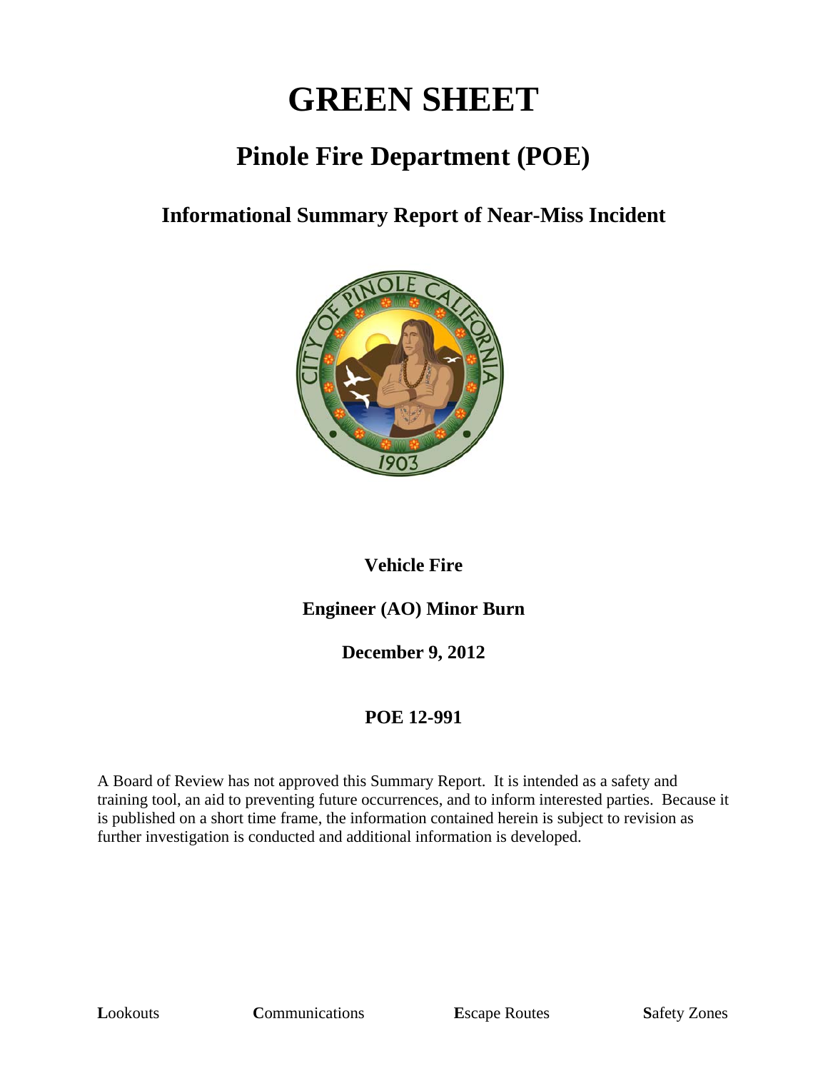# GREEN SHEET

## Pinole Fire Department (POE)

### Informational Summary Report of Near-Miss Incident

**Vehicle Fire**

**Engineer (AO) Minor Burn**

**December 9, 2012**

**POE 12-991**

A Board of Review has not approved this Summary Report. It is intended as a safety and training tool, an aid to preventing future occurrences, and to inform interested parties. Because it is published on a short time frame, the information contained herein is subject to revision as further investigation is conducted and additional information is developed.

**L**ookouts **C**ommunications **E**scape Routes **S**afety Zones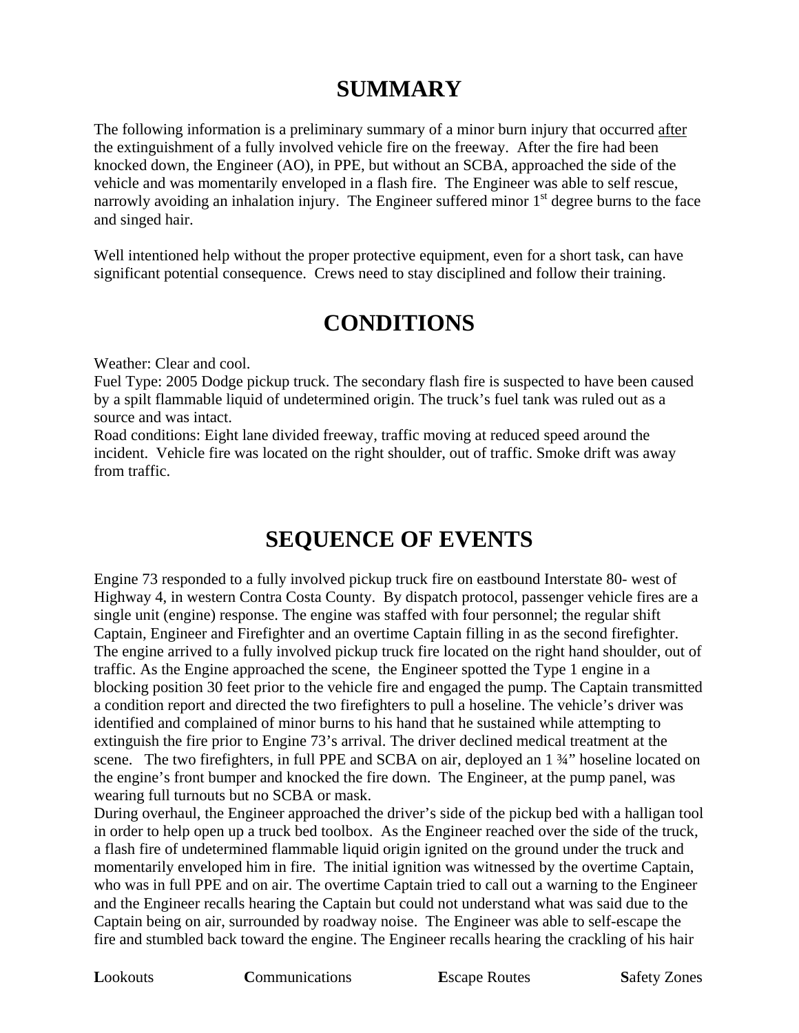# SUMMARY

The following information is a preliminary summary of a minor burn injury that occurred <u>after</u> the extinguishment of a fully involved vehicle fire on the freeway. After the fire had been knocked down, the Engineer (AO), in PPE, but without an SCBA, approached the side of the vehicle and was momentarily enveloped in a flash fire. The Engineer was able to self rescue, narrowly avoiding an inhalation injury. The Engineer suffered minor 1st degree burns to the face and singed hair.

Well intentioned help without the proper protective equipment, even for a short task, can have significant potential consequence. Crews need to stay disciplined and follow their training.

# CONDITIONS

Weather: Clear and cool.
Fuel Type: 2005 Dodge pickup truck. The secondary flash fire is suspected to have been caused by a spilt flammable liquid of undetermined origin. The truck's fuel tank was ruled out as a source and was intact.
Road conditions: Eight lane divided freeway, traffic moving at reduced speed around the incident. Vehicle fire was located on the right shoulder, out of traffic. Smoke drift was away from traffic.

# SEQUENCE OF EVENTS

Engine 73 responded to a fully involved pickup truck fire on eastbound Interstate 80- west of Highway 4, in western Contra Costa County. By dispatch protocol, passenger vehicle fires are a single unit (engine) response. The engine was staffed with four personnel; the regular shift Captain, Engineer and Firefighter and an overtime Captain filling in as the second firefighter. The engine arrived to a fully involved pickup truck fire located on the right hand shoulder, out of traffic. As the Engine approached the scene, the Engineer spotted the Type 1 engine in a blocking position 30 feet prior to the vehicle fire and engaged the pump. The Captain transmitted a condition report and directed the two firefighters to pull a hoseline. The vehicle's driver was identified and complained of minor burns to his hand that he sustained while attempting to extinguish the fire prior to Engine 73's arrival. The driver declined medical treatment at the scene. The two firefighters, in full PPE and SCBA on air, deployed an 1 ¾" hoseline located on the engine's front bumper and knocked the fire down. The Engineer, at the pump panel, was wearing full turnouts but no SCBA or mask.
During overhaul, the Engineer approached the driver's side of the pickup bed with a halligan tool in order to help open up a truck bed toolbox. As the Engineer reached over the side of the truck, a flash fire of undetermined flammable liquid origin ignited on the ground under the truck and momentarily enveloped him in fire. The initial ignition was witnessed by the overtime Captain, who was in full PPE and on air. The overtime Captain tried to call out a warning to the Engineer and the Engineer recalls hearing the Captain but could not understand what was said due to the Captain being on air, surrounded by roadway noise. The Engineer was able to self-escape the fire and stumbled back toward the engine. The Engineer recalls hearing the crackling of his hair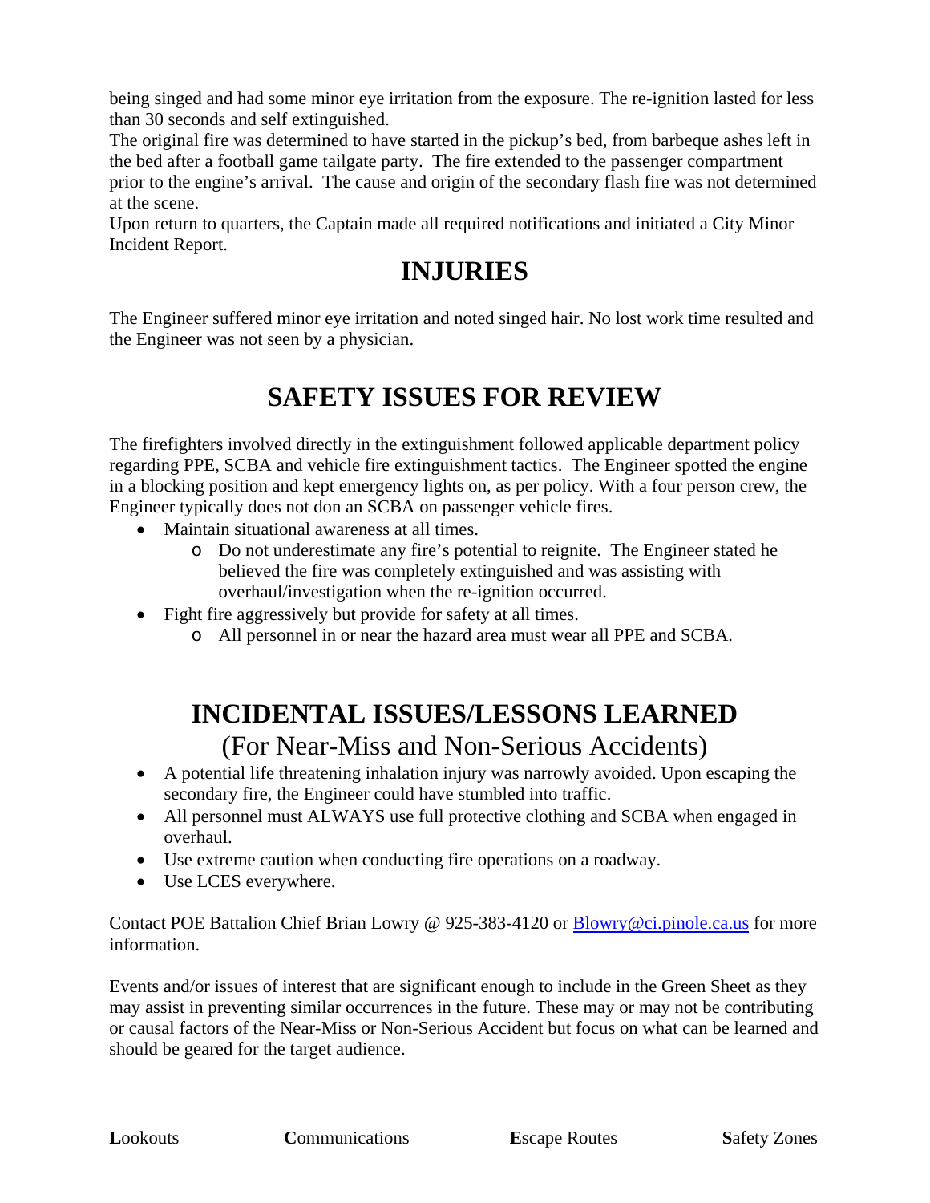being singed and had some minor eye irritation from the exposure. The re-ignition lasted for less than 30 seconds and self extinguished.

The original fire was determined to have started in the pickup's bed, from barbeque ashes left in the bed after a football game tailgate party. The fire extended to the passenger compartment prior to the engine's arrival. The cause and origin of the secondary flash fire was not determined at the scene.

Upon return to quarters, the Captain made all required notifications and initiated a City Minor Incident Report.

# INJURIES

The Engineer suffered minor eye irritation and noted singed hair. No lost work time resulted and the Engineer was not seen by a physician.

# SAFETY ISSUES FOR REVIEW

The firefighters involved directly in the extinguishment followed applicable department policy regarding PPE, SCBA and vehicle fire extinguishment tactics. The Engineer spotted the engine in a blocking position and kept emergency lights on, as per policy. With a four person crew, the Engineer typically does not don an SCBA on passenger vehicle fires.

- Maintain situational awareness at all times.
  - Do not underestimate any fire's potential to reignite. The Engineer stated he believed the fire was completely extinguished and was assisting with overhaul/investigation when the re-ignition occurred.
- Fight fire aggressively but provide for safety at all times.
  - All personnel in or near the hazard area must wear all PPE and SCBA.

# INCIDENTAL ISSUES/LESSONS LEARNED

## (For Near-Miss and Non-Serious Accidents)

- A potential life threatening inhalation injury was narrowly avoided. Upon escaping the secondary fire, the Engineer could have stumbled into traffic.
- All personnel must ALWAYS use full protective clothing and SCBA when engaged in overhaul.
- Use extreme caution when conducting fire operations on a roadway.
- Use LCES everywhere.

Contact POE Battalion Chief Brian Lowry @ 925-383-4120 or Blowry@ci.pinole.ca.us for more information.

Events and/or issues of interest that are significant enough to include in the Green Sheet as they may assist in preventing similar occurrences in the future. These may or may not be contributing or causal factors of the Near-Miss or Non-Serious Accident but focus on what can be learned and should be geared for the target audience.

**L**ookouts **C**ommunications **E**scape Routes **S**afety Zones